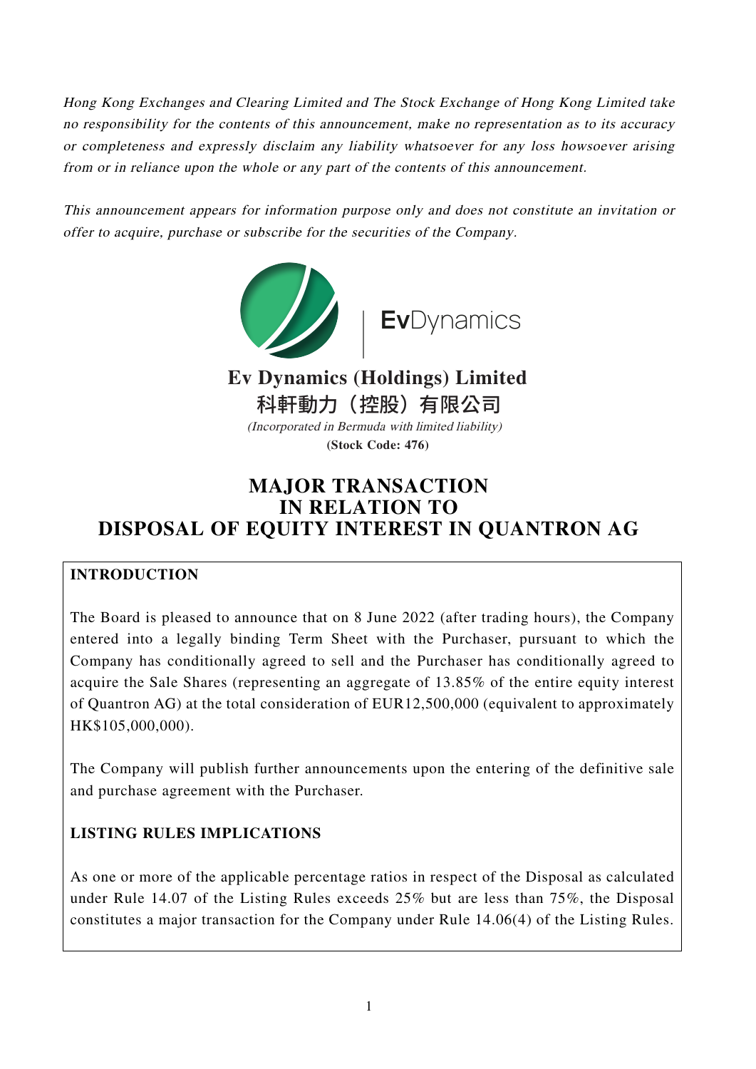*Hong Kong Exchanges and Clearing Limited and The Stock Exchange of Hong Kong Limited take no responsibility for the contents of this announcement, make no representation as to its accuracy or completeness and expressly disclaim any liability whatsoever for any loss howsoever arising from or in reliance upon the whole or any part of the contents of this announcement.*

*This announcement appears for information purpose only and does not constitute an invitation or offer to acquire, purchase or subscribe for the securities of the Company.*

**EvDynamics**

# Ev Dynamics (Holdings) Limited
# 科軒動力（控股）有限公司

*(Incorporated in Bermuda with limited liability)*

**(Stock Code: 476)**

# MAJOR TRANSACTION IN RELATION TO DISPOSAL OF EQUITY INTEREST IN QUANTRON AG

## INTRODUCTION

The Board is pleased to announce that on 8 June 2022 (after trading hours), the Company entered into a legally binding Term Sheet with the Purchaser, pursuant to which the Company has conditionally agreed to sell and the Purchaser has conditionally agreed to acquire the Sale Shares (representing an aggregate of 13.85% of the entire equity interest of Quantron AG) at the total consideration of EUR12,500,000 (equivalent to approximately HK$105,000,000).

The Company will publish further announcements upon the entering of the definitive sale and purchase agreement with the Purchaser.

## LISTING RULES IMPLICATIONS

As one or more of the applicable percentage ratios in respect of the Disposal as calculated under Rule 14.07 of the Listing Rules exceeds 25% but are less than 75%, the Disposal constitutes a major transaction for the Company under Rule 14.06(4) of the Listing Rules.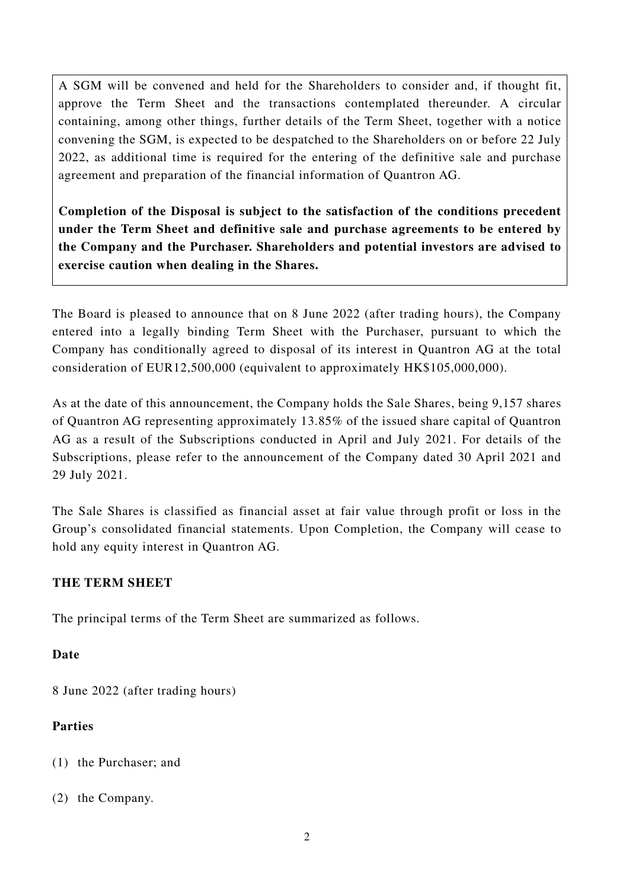A SGM will be convened and held for the Shareholders to consider and, if thought fit, approve the Term Sheet and the transactions contemplated thereunder. A circular containing, among other things, further details of the Term Sheet, together with a notice convening the SGM, is expected to be despatched to the Shareholders on or before 22 July 2022, as additional time is required for the entering of the definitive sale and purchase agreement and preparation of the financial information of Quantron AG.

**Completion of the Disposal is subject to the satisfaction of the conditions precedent under the Term Sheet and definitive sale and purchase agreements to be entered by the Company and the Purchaser. Shareholders and potential investors are advised to exercise caution when dealing in the Shares.**

The Board is pleased to announce that on 8 June 2022 (after trading hours), the Company entered into a legally binding Term Sheet with the Purchaser, pursuant to which the Company has conditionally agreed to disposal of its interest in Quantron AG at the total consideration of EUR12,500,000 (equivalent to approximately HK$105,000,000).

As at the date of this announcement, the Company holds the Sale Shares, being 9,157 shares of Quantron AG representing approximately 13.85% of the issued share capital of Quantron AG as a result of the Subscriptions conducted in April and July 2021. For details of the Subscriptions, please refer to the announcement of the Company dated 30 April 2021 and 29 July 2021.

The Sale Shares is classified as financial asset at fair value through profit or loss in the Group's consolidated financial statements. Upon Completion, the Company will cease to hold any equity interest in Quantron AG.

## THE TERM SHEET

The principal terms of the Term Sheet are summarized as follows.

### Date

8 June 2022 (after trading hours)

### Parties

(1) the Purchaser; and

(2) the Company.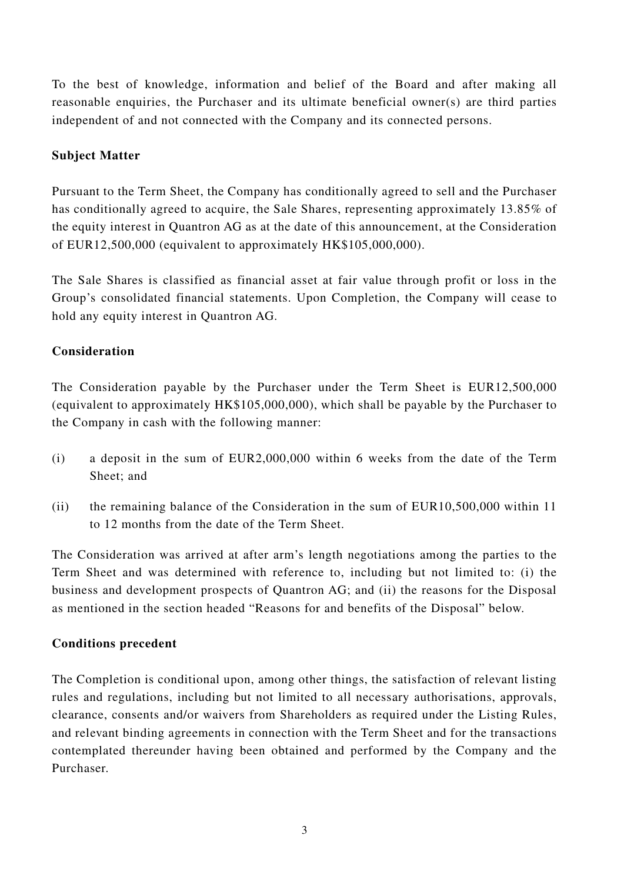To the best of knowledge, information and belief of the Board and after making all reasonable enquiries, the Purchaser and its ultimate beneficial owner(s) are third parties independent of and not connected with the Company and its connected persons.

**Subject Matter**

Pursuant to the Term Sheet, the Company has conditionally agreed to sell and the Purchaser has conditionally agreed to acquire, the Sale Shares, representing approximately 13.85% of the equity interest in Quantron AG as at the date of this announcement, at the Consideration of EUR12,500,000 (equivalent to approximately HK$105,000,000).

The Sale Shares is classified as financial asset at fair value through profit or loss in the Group's consolidated financial statements. Upon Completion, the Company will cease to hold any equity interest in Quantron AG.

**Consideration**

The Consideration payable by the Purchaser under the Term Sheet is EUR12,500,000 (equivalent to approximately HK$105,000,000), which shall be payable by the Purchaser to the Company in cash with the following manner:

(i) a deposit in the sum of EUR2,000,000 within 6 weeks from the date of the Term Sheet; and

(ii) the remaining balance of the Consideration in the sum of EUR10,500,000 within 11 to 12 months from the date of the Term Sheet.

The Consideration was arrived at after arm's length negotiations among the parties to the Term Sheet and was determined with reference to, including but not limited to: (i) the business and development prospects of Quantron AG; and (ii) the reasons for the Disposal as mentioned in the section headed "Reasons for and benefits of the Disposal" below.

**Conditions precedent**

The Completion is conditional upon, among other things, the satisfaction of relevant listing rules and regulations, including but not limited to all necessary authorisations, approvals, clearance, consents and/or waivers from Shareholders as required under the Listing Rules, and relevant binding agreements in connection with the Term Sheet and for the transactions contemplated thereunder having been obtained and performed by the Company and the Purchaser.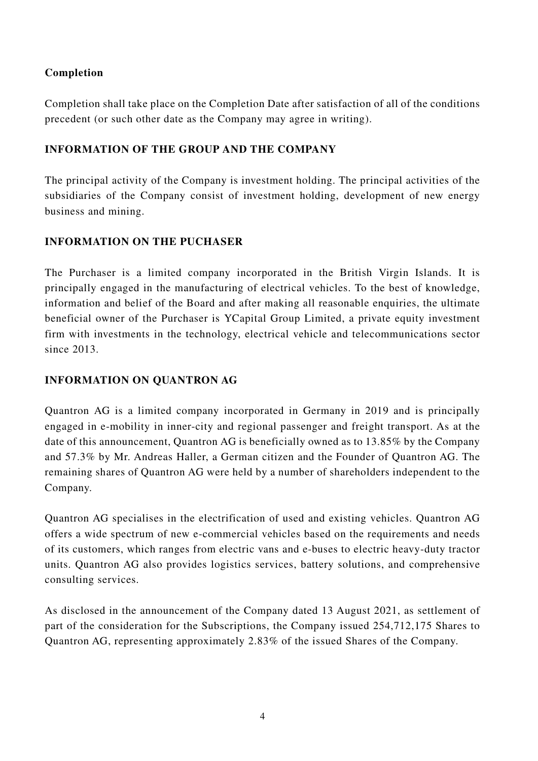**Completion**

Completion shall take place on the Completion Date after satisfaction of all of the conditions precedent (or such other date as the Company may agree in writing).

## INFORMATION OF THE GROUP AND THE COMPANY

The principal activity of the Company is investment holding. The principal activities of the subsidiaries of the Company consist of investment holding, development of new energy business and mining.

## INFORMATION ON THE PUCHASER

The Purchaser is a limited company incorporated in the British Virgin Islands. It is principally engaged in the manufacturing of electrical vehicles. To the best of knowledge, information and belief of the Board and after making all reasonable enquiries, the ultimate beneficial owner of the Purchaser is YCapital Group Limited, a private equity investment firm with investments in the technology, electrical vehicle and telecommunications sector since 2013.

## INFORMATION ON QUANTRON AG

Quantron AG is a limited company incorporated in Germany in 2019 and is principally engaged in e-mobility in inner-city and regional passenger and freight transport. As at the date of this announcement, Quantron AG is beneficially owned as to 13.85% by the Company and 57.3% by Mr. Andreas Haller, a German citizen and the Founder of Quantron AG. The remaining shares of Quantron AG were held by a number of shareholders independent to the Company.

Quantron AG specialises in the electrification of used and existing vehicles. Quantron AG offers a wide spectrum of new e-commercial vehicles based on the requirements and needs of its customers, which ranges from electric vans and e-buses to electric heavy-duty tractor units. Quantron AG also provides logistics services, battery solutions, and comprehensive consulting services.

As disclosed in the announcement of the Company dated 13 August 2021, as settlement of part of the consideration for the Subscriptions, the Company issued 254,712,175 Shares to Quantron AG, representing approximately 2.83% of the issued Shares of the Company.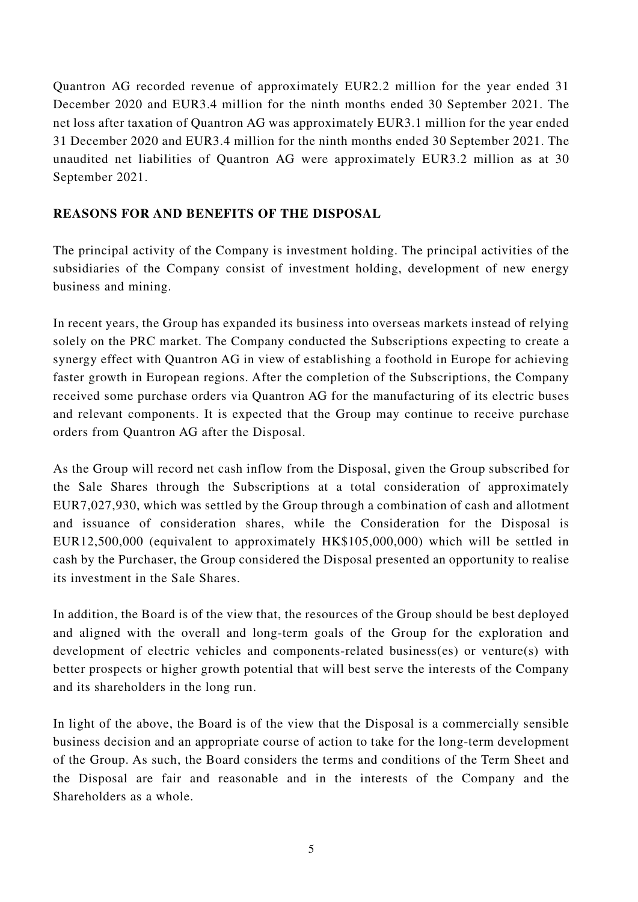Quantron AG recorded revenue of approximately EUR2.2 million for the year ended 31 December 2020 and EUR3.4 million for the ninth months ended 30 September 2021. The net loss after taxation of Quantron AG was approximately EUR3.1 million for the year ended 31 December 2020 and EUR3.4 million for the ninth months ended 30 September 2021. The unaudited net liabilities of Quantron AG were approximately EUR3.2 million as at 30 September 2021.

## REASONS FOR AND BENEFITS OF THE DISPOSAL

The principal activity of the Company is investment holding. The principal activities of the subsidiaries of the Company consist of investment holding, development of new energy business and mining.

In recent years, the Group has expanded its business into overseas markets instead of relying solely on the PRC market. The Company conducted the Subscriptions expecting to create a synergy effect with Quantron AG in view of establishing a foothold in Europe for achieving faster growth in European regions. After the completion of the Subscriptions, the Company received some purchase orders via Quantron AG for the manufacturing of its electric buses and relevant components. It is expected that the Group may continue to receive purchase orders from Quantron AG after the Disposal.

As the Group will record net cash inflow from the Disposal, given the Group subscribed for the Sale Shares through the Subscriptions at a total consideration of approximately EUR7,027,930, which was settled by the Group through a combination of cash and allotment and issuance of consideration shares, while the Consideration for the Disposal is EUR12,500,000 (equivalent to approximately HK$105,000,000) which will be settled in cash by the Purchaser, the Group considered the Disposal presented an opportunity to realise its investment in the Sale Shares.

In addition, the Board is of the view that, the resources of the Group should be best deployed and aligned with the overall and long-term goals of the Group for the exploration and development of electric vehicles and components-related business(es) or venture(s) with better prospects or higher growth potential that will best serve the interests of the Company and its shareholders in the long run.

In light of the above, the Board is of the view that the Disposal is a commercially sensible business decision and an appropriate course of action to take for the long-term development of the Group. As such, the Board considers the terms and conditions of the Term Sheet and the Disposal are fair and reasonable and in the interests of the Company and the Shareholders as a whole.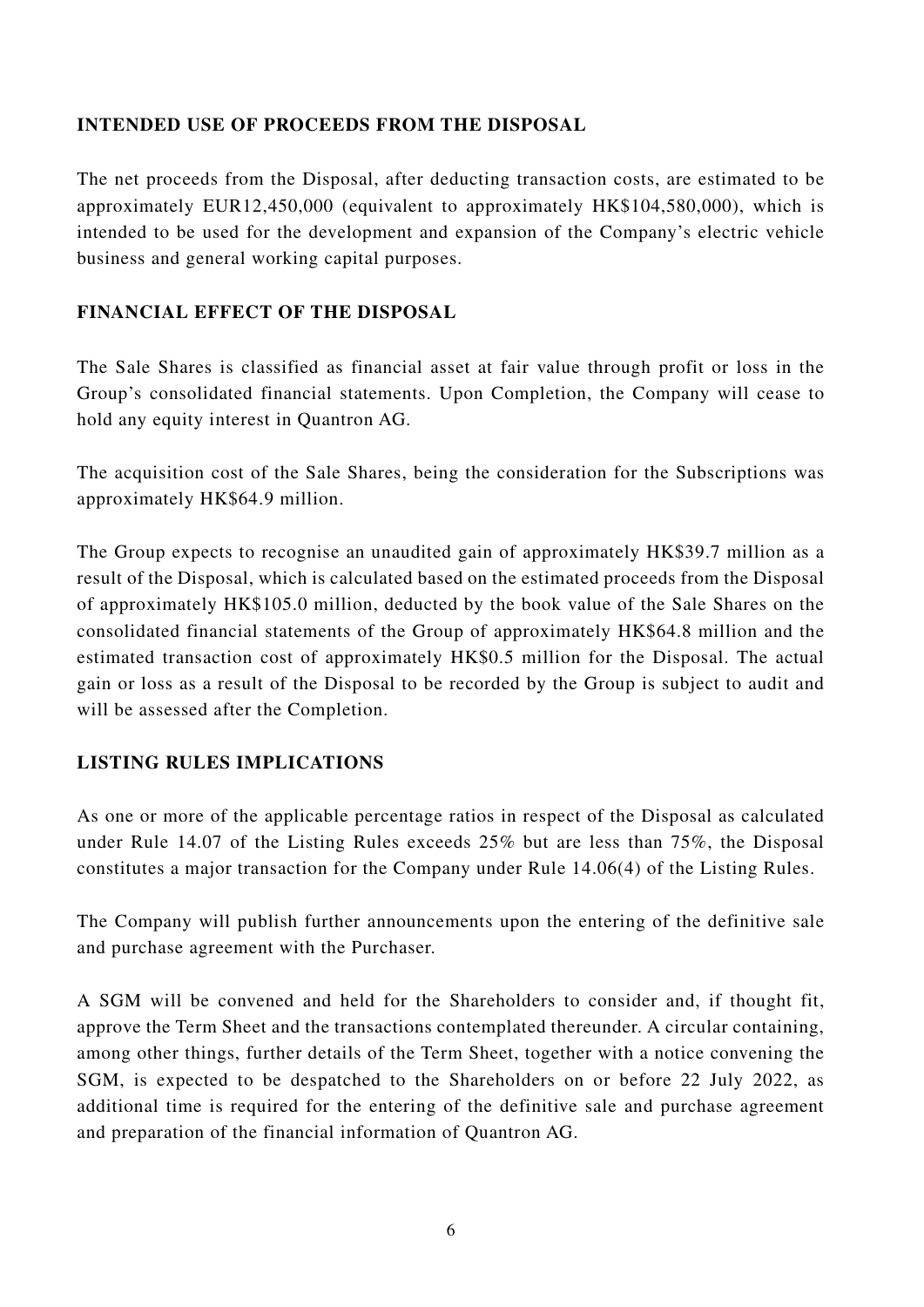## INTENDED USE OF PROCEEDS FROM THE DISPOSAL

The net proceeds from the Disposal, after deducting transaction costs, are estimated to be approximately EUR12,450,000 (equivalent to approximately HK$104,580,000), which is intended to be used for the development and expansion of the Company's electric vehicle business and general working capital purposes.

## FINANCIAL EFFECT OF THE DISPOSAL

The Sale Shares is classified as financial asset at fair value through profit or loss in the Group's consolidated financial statements. Upon Completion, the Company will cease to hold any equity interest in Quantron AG.

The acquisition cost of the Sale Shares, being the consideration for the Subscriptions was approximately HK$64.9 million.

The Group expects to recognise an unaudited gain of approximately HK$39.7 million as a result of the Disposal, which is calculated based on the estimated proceeds from the Disposal of approximately HK$105.0 million, deducted by the book value of the Sale Shares on the consolidated financial statements of the Group of approximately HK$64.8 million and the estimated transaction cost of approximately HK$0.5 million for the Disposal. The actual gain or loss as a result of the Disposal to be recorded by the Group is subject to audit and will be assessed after the Completion.

## LISTING RULES IMPLICATIONS

As one or more of the applicable percentage ratios in respect of the Disposal as calculated under Rule 14.07 of the Listing Rules exceeds 25% but are less than 75%, the Disposal constitutes a major transaction for the Company under Rule 14.06(4) of the Listing Rules.

The Company will publish further announcements upon the entering of the definitive sale and purchase agreement with the Purchaser.

A SGM will be convened and held for the Shareholders to consider and, if thought fit, approve the Term Sheet and the transactions contemplated thereunder. A circular containing, among other things, further details of the Term Sheet, together with a notice convening the SGM, is expected to be despatched to the Shareholders on or before 22 July 2022, as additional time is required for the entering of the definitive sale and purchase agreement and preparation of the financial information of Quantron AG.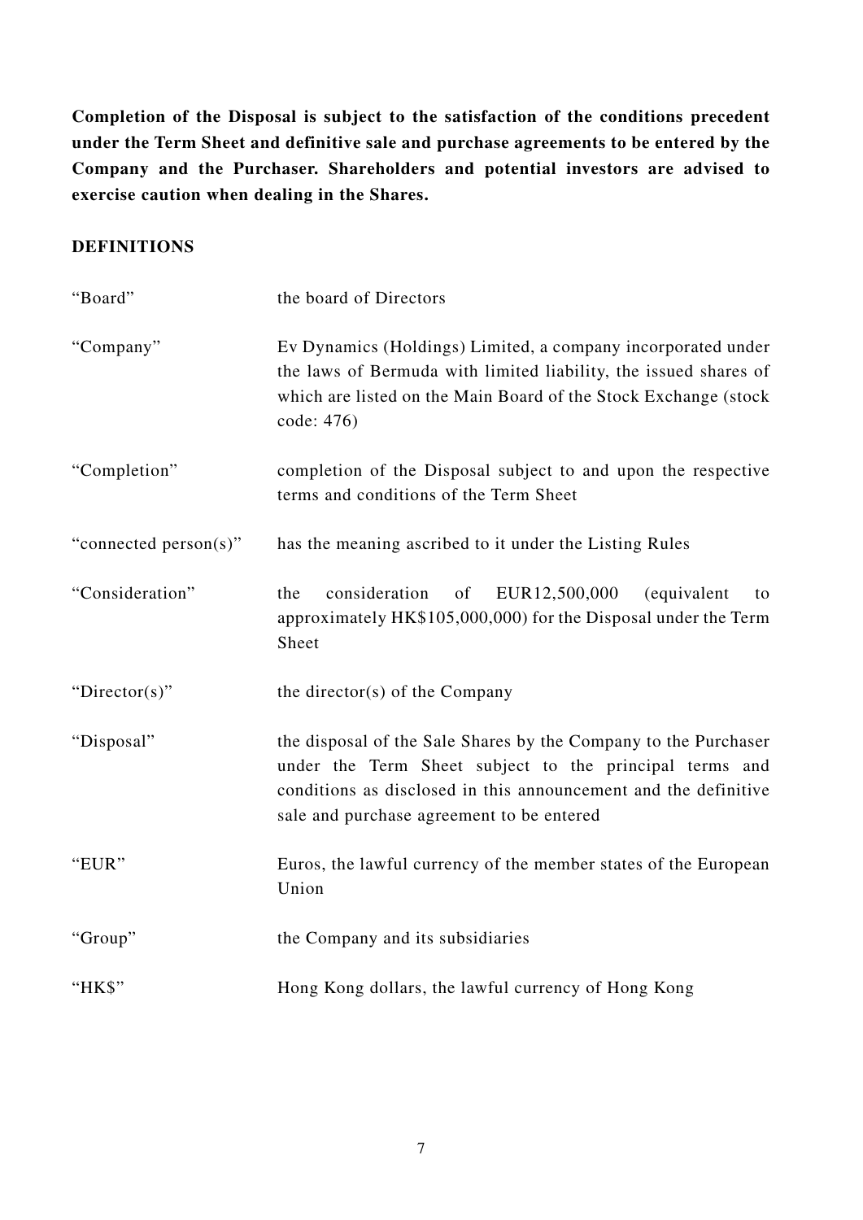**Completion of the Disposal is subject to the satisfaction of the conditions precedent under the Term Sheet and definitive sale and purchase agreements to be entered by the Company and the Purchaser. Shareholders and potential investors are advised to exercise caution when dealing in the Shares.**

## DEFINITIONS

| | |
|---|---|
| "Board" | the board of Directors |
| "Company" | Ev Dynamics (Holdings) Limited, a company incorporated under the laws of Bermuda with limited liability, the issued shares of which are listed on the Main Board of the Stock Exchange (stock code: 476) |
| "Completion" | completion of the Disposal subject to and upon the respective terms and conditions of the Term Sheet |
| "connected person(s)" | has the meaning ascribed to it under the Listing Rules |
| "Consideration" | the consideration of EUR12,500,000 (equivalent to approximately HK$105,000,000) for the Disposal under the Term Sheet |
| "Director(s)" | the director(s) of the Company |
| "Disposal" | the disposal of the Sale Shares by the Company to the Purchaser under the Term Sheet subject to the principal terms and conditions as disclosed in this announcement and the definitive sale and purchase agreement to be entered |
| "EUR" | Euros, the lawful currency of the member states of the European Union |
| "Group" | the Company and its subsidiaries |
| "HK$" | Hong Kong dollars, the lawful currency of Hong Kong |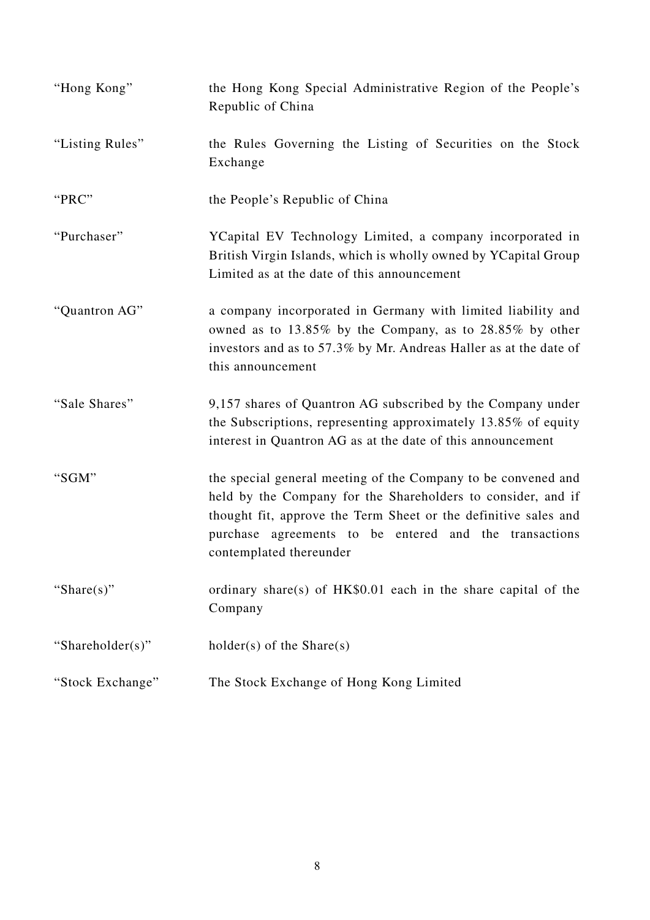| | |
|---|---|
| "Hong Kong" | the Hong Kong Special Administrative Region of the People's Republic of China |
| "Listing Rules" | the Rules Governing the Listing of Securities on the Stock Exchange |
| "PRC" | the People's Republic of China |
| "Purchaser" | YCapital EV Technology Limited, a company incorporated in British Virgin Islands, which is wholly owned by YCapital Group Limited as at the date of this announcement |
| "Quantron AG" | a company incorporated in Germany with limited liability and owned as to 13.85% by the Company, as to 28.85% by other investors and as to 57.3% by Mr. Andreas Haller as at the date of this announcement |
| "Sale Shares" | 9,157 shares of Quantron AG subscribed by the Company under the Subscriptions, representing approximately 13.85% of equity interest in Quantron AG as at the date of this announcement |
| "SGM" | the special general meeting of the Company to be convened and held by the Company for the Shareholders to consider, and if thought fit, approve the Term Sheet or the definitive sales and purchase agreements to be entered and the transactions contemplated thereunder |
| "Share(s)" | ordinary share(s) of HK$0.01 each in the share capital of the Company |
| "Shareholder(s)" | holder(s) of the Share(s) |
| "Stock Exchange" | The Stock Exchange of Hong Kong Limited |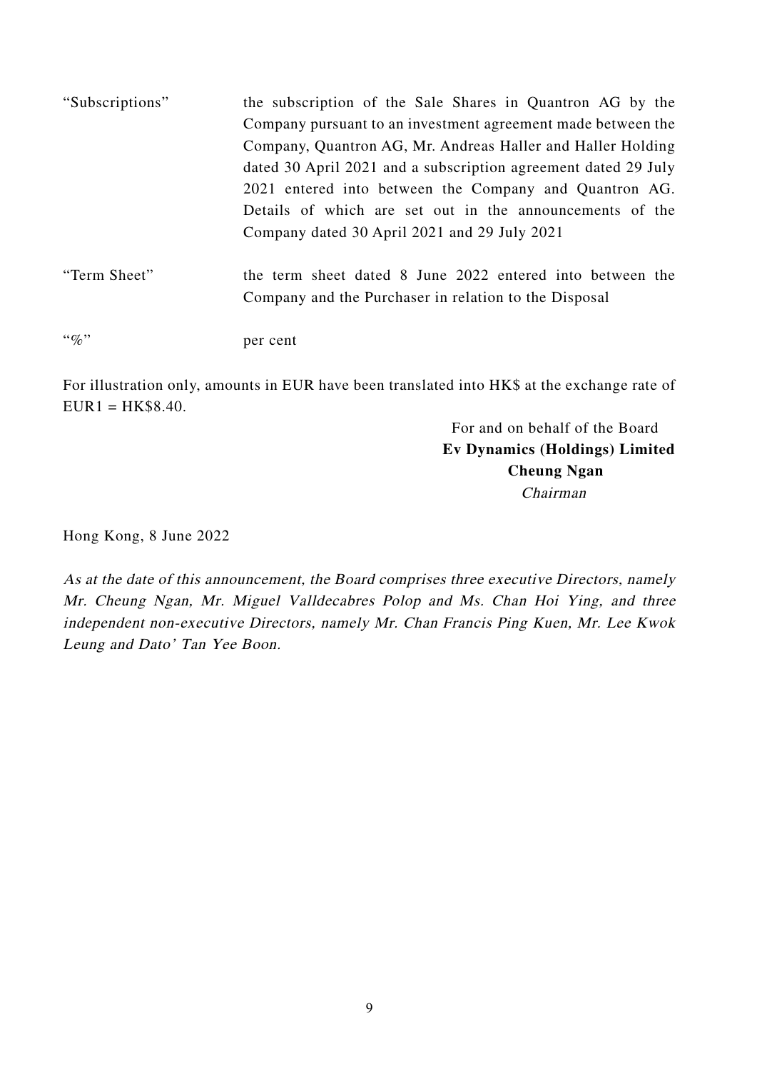| | |
|---|---|
| "Subscriptions" | the subscription of the Sale Shares in Quantron AG by the Company pursuant to an investment agreement made between the Company, Quantron AG, Mr. Andreas Haller and Haller Holding dated 30 April 2021 and a subscription agreement dated 29 July 2021 entered into between the Company and Quantron AG. Details of which are set out in the announcements of the Company dated 30 April 2021 and 29 July 2021 |
| "Term Sheet" | the term sheet dated 8 June 2022 entered into between the Company and the Purchaser in relation to the Disposal |
| "%" | per cent |

For illustration only, amounts in EUR have been translated into HK$ at the exchange rate of EUR1 = HK$8.40.

For and on behalf of the Board
**Ev Dynamics (Holdings) Limited**
**Cheung Ngan**
*Chairman*

Hong Kong, 8 June 2022

*As at the date of this announcement, the Board comprises three executive Directors, namely Mr. Cheung Ngan, Mr. Miguel Valldecabres Polop and Ms. Chan Hoi Ying, and three independent non-executive Directors, namely Mr. Chan Francis Ping Kuen, Mr. Lee Kwok Leung and Dato' Tan Yee Boon.*